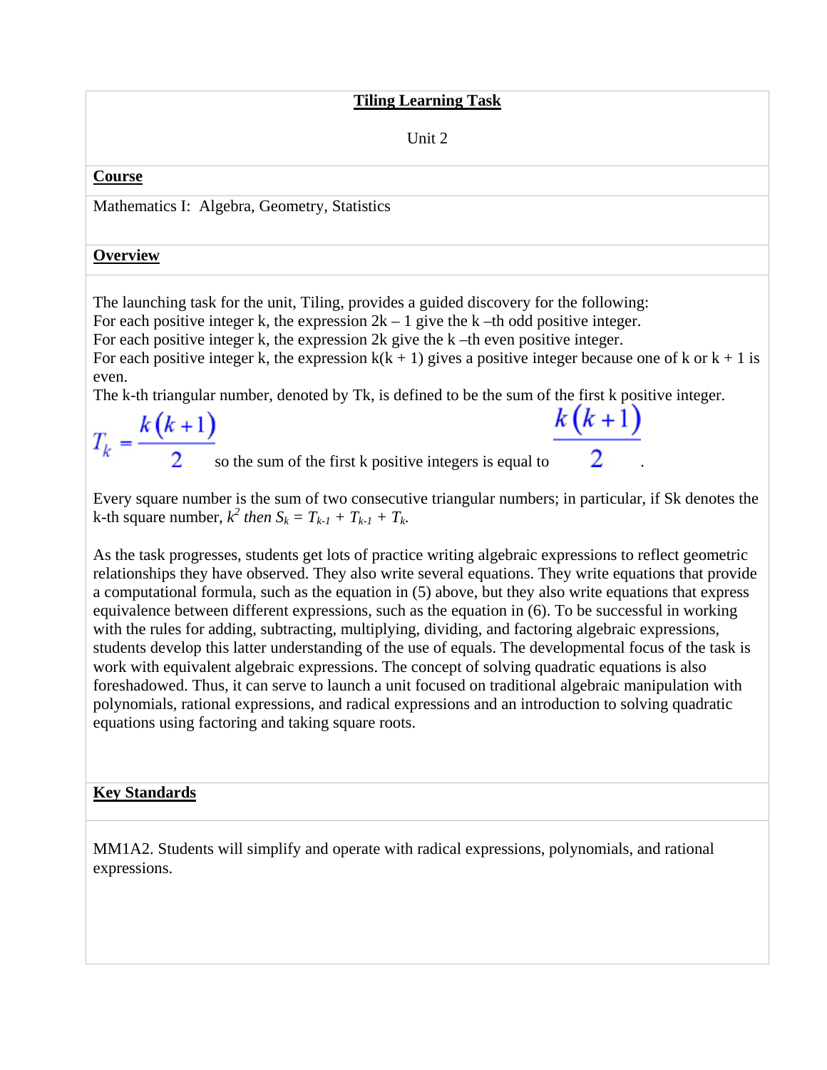# Tiling Learning Task

Unit 2

## Course

Mathematics I: Algebra, Geometry, Statistics

## Overview

The launching task for the unit, Tiling, provides a guided discovery for the following:
For each positive integer k, the expression 2k – 1 give the k –th odd positive integer.
For each positive integer k, the expression 2k give the k –th even positive integer.
For each positive integer k, the expression k(k + 1) gives a positive integer because one of k or k + 1 is even.
The k-th triangular number, denoted by Tk, is defined to be the sum of the first k positive integer.

$T_k = \frac{k(k+1)}{2}$ so the sum of the first k positive integers is equal to $\frac{k(k+1)}{2}$.

Every square number is the sum of two consecutive triangular numbers; in particular, if Sk denotes the k-th square number, $k^2$ *then* $S_k = T_{k-1} + T_{k-1} + T_k$.

As the task progresses, students get lots of practice writing algebraic expressions to reflect geometric relationships they have observed. They also write several equations. They write equations that provide a computational formula, such as the equation in (5) above, but they also write equations that express equivalence between different expressions, such as the equation in (6). To be successful in working with the rules for adding, subtracting, multiplying, dividing, and factoring algebraic expressions, students develop this latter understanding of the use of equals. The developmental focus of the task is work with equivalent algebraic expressions. The concept of solving quadratic equations is also foreshadowed. Thus, it can serve to launch a unit focused on traditional algebraic manipulation with polynomials, rational expressions, and radical expressions and an introduction to solving quadratic equations using factoring and taking square roots.

## Key Standards

MM1A2. Students will simplify and operate with radical expressions, polynomials, and rational expressions.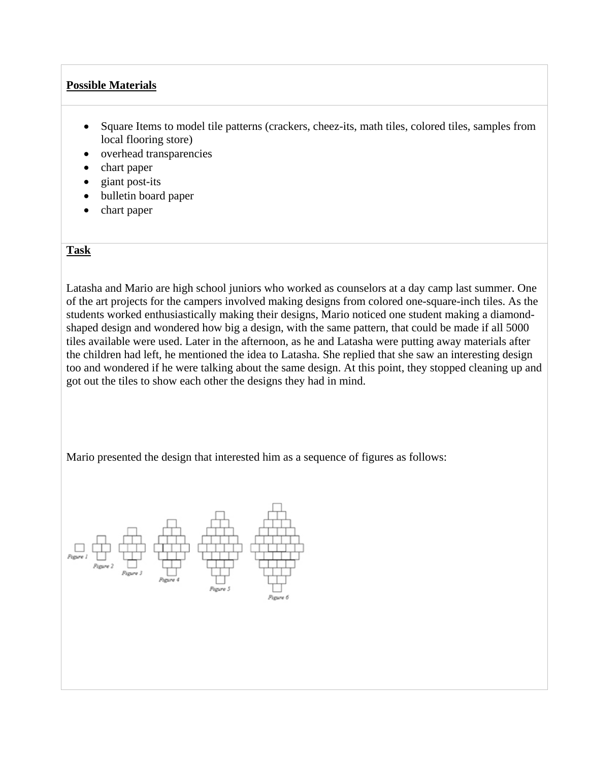**Possible Materials**

- Square Items to model tile patterns (crackers, cheez-its, math tiles, colored tiles, samples from local flooring store)
- overhead transparencies
- chart paper
- giant post-its
- bulletin board paper
- chart paper

**Task**

Latasha and Mario are high school juniors who worked as counselors at a day camp last summer. One of the art projects for the campers involved making designs from colored one-square-inch tiles. As the students worked enthusiastically making their designs, Mario noticed one student making a diamond-shaped design and wondered how big a design, with the same pattern, that could be made if all 5000 tiles available were used. Later in the afternoon, as he and Latasha were putting away materials after the children had left, he mentioned the idea to Latasha. She replied that she saw an interesting design too and wondered if he were talking about the same design. At this point, they stopped cleaning up and got out the tiles to show each other the designs they had in mind.

Mario presented the design that interested him as a sequence of figures as follows:

Figure 1 Figure 2 Figure 3 Figure 4 Figure 5 Figure 6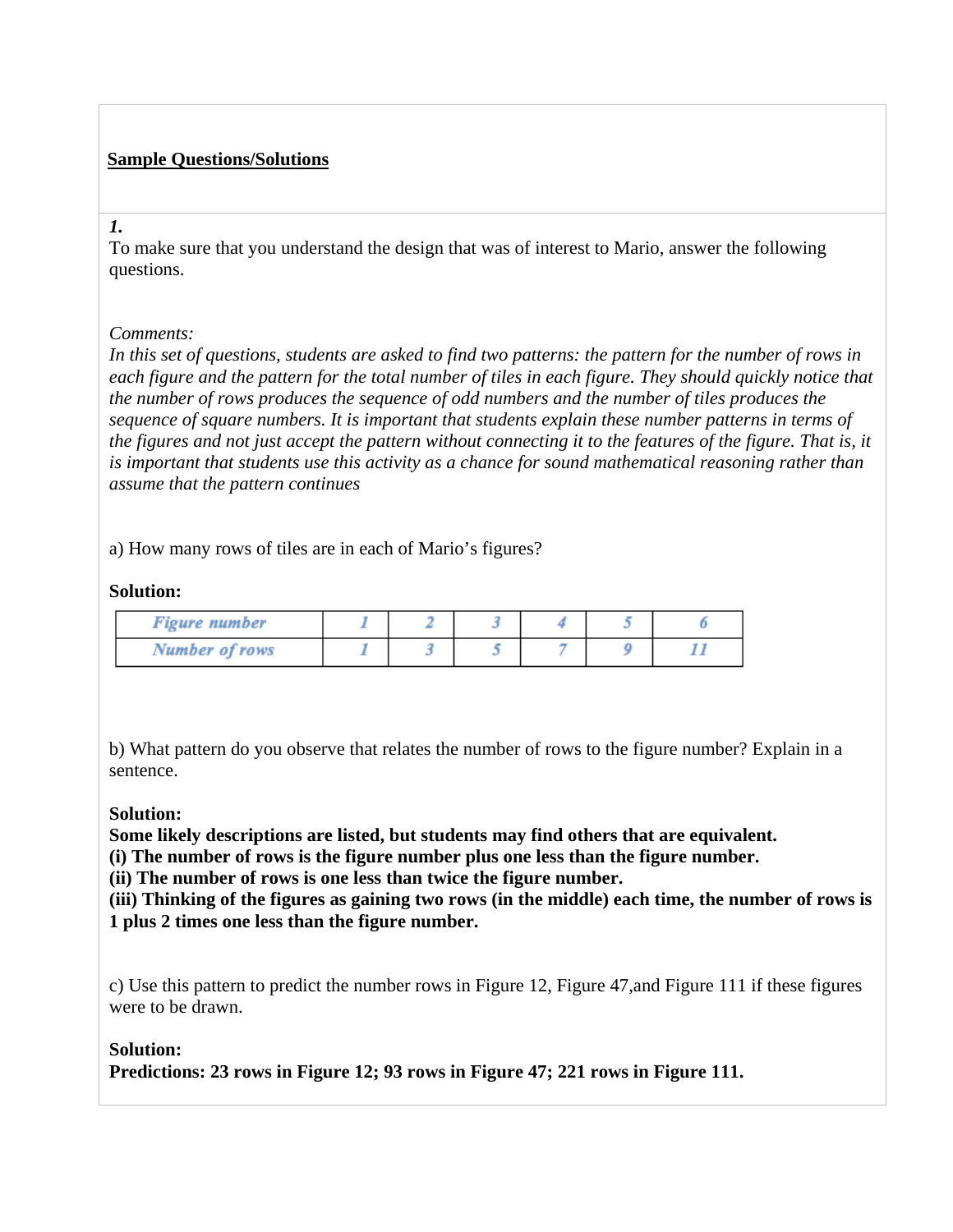**<u>Sample Questions/Solutions</u>**

***1.***

To make sure that you understand the design that was of interest to Mario, answer the following questions.

*Comments:*

*In this set of questions, students are asked to find two patterns: the pattern for the number of rows in each figure and the pattern for the total number of tiles in each figure. They should quickly notice that the number of rows produces the sequence of odd numbers and the number of tiles produces the sequence of square numbers. It is important that students explain these number patterns in terms of the figures and not just accept the pattern without connecting it to the features of the figure. That is, it is important that students use this activity as a chance for sound mathematical reasoning rather than assume that the pattern continues*

a) How many rows of tiles are in each of Mario's figures?

**Solution:**

| *Figure number* | *1* | *2* | *3* | *4* | *5* | *6* |
|---|---|---|---|---|---|---|
| *Number of rows* | *1* | *3* | *5* | *7* | *9* | *11* |

b) What pattern do you observe that relates the number of rows to the figure number? Explain in a sentence.

**Solution:**

**Some likely descriptions are listed, but students may find others that are equivalent.**

**(i) The number of rows is the figure number plus one less than the figure number.**

**(ii) The number of rows is one less than twice the figure number.**

**(iii) Thinking of the figures as gaining two rows (in the middle) each time, the number of rows is 1 plus 2 times one less than the figure number.**

c) Use this pattern to predict the number rows in Figure 12, Figure 47,and Figure 111 if these figures were to be drawn.

**Solution:**

**Predictions: 23 rows in Figure 12; 93 rows in Figure 47; 221 rows in Figure 111.**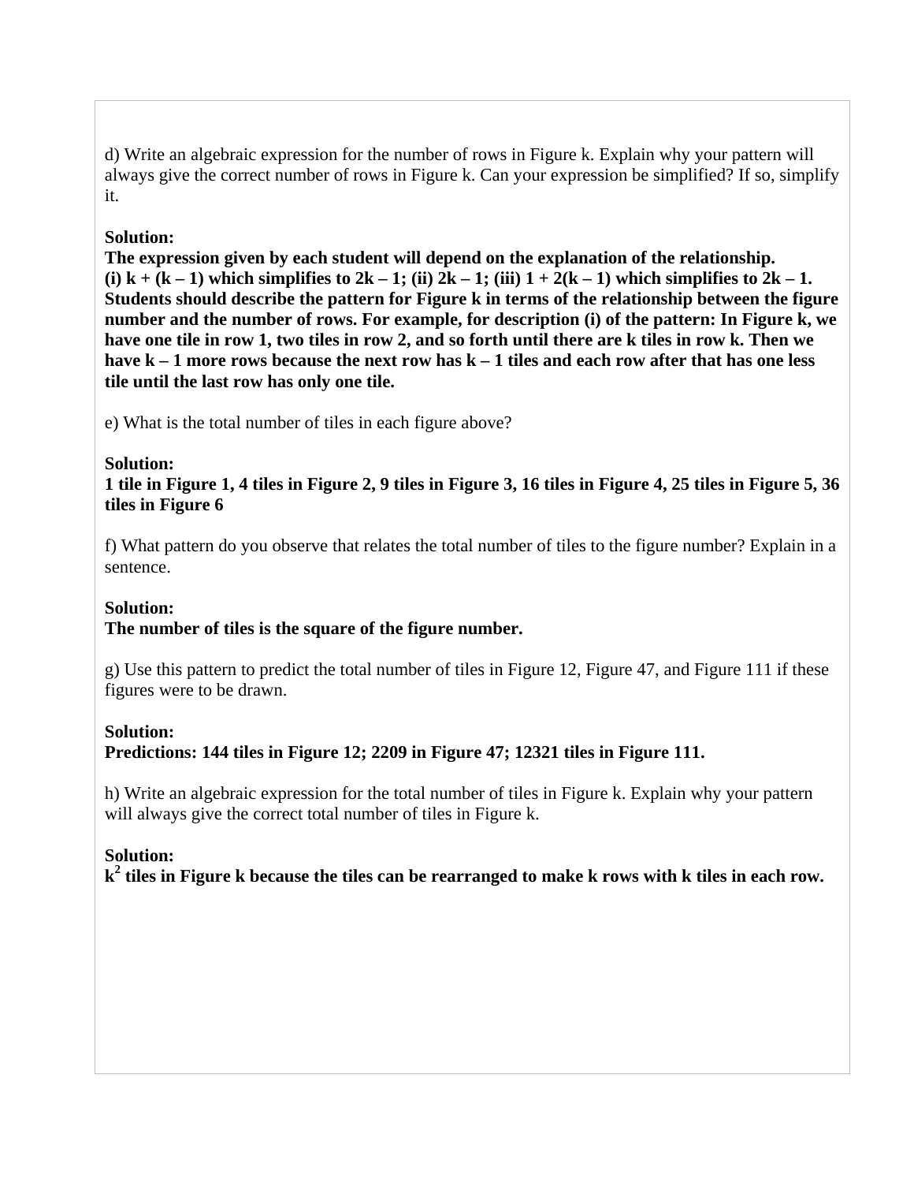d) Write an algebraic expression for the number of rows in Figure k. Explain why your pattern will always give the correct number of rows in Figure k. Can your expression be simplified? If so, simplify it.

**Solution:**
**The expression given by each student will depend on the explanation of the relationship.**
**(i) $k + (k - 1)$ which simplifies to $2k - 1$; (ii) $2k - 1$; (iii) $1 + 2(k - 1)$ which simplifies to $2k - 1$.**
**Students should describe the pattern for Figure k in terms of the relationship between the figure number and the number of rows. For example, for description (i) of the pattern: In Figure k, we have one tile in row 1, two tiles in row 2, and so forth until there are k tiles in row k. Then we have $k - 1$ more rows because the next row has $k - 1$ tiles and each row after that has one less tile until the last row has only one tile.**

e) What is the total number of tiles in each figure above?

**Solution:**
**1 tile in Figure 1, 4 tiles in Figure 2, 9 tiles in Figure 3, 16 tiles in Figure 4, 25 tiles in Figure 5, 36 tiles in Figure 6**

f) What pattern do you observe that relates the total number of tiles to the figure number? Explain in a sentence.

**Solution:**
**The number of tiles is the square of the figure number.**

g) Use this pattern to predict the total number of tiles in Figure 12, Figure 47, and Figure 111 if these figures were to be drawn.

**Solution:**
**Predictions: 144 tiles in Figure 12; 2209 in Figure 47; 12321 tiles in Figure 111.**

h) Write an algebraic expression for the total number of tiles in Figure k. Explain why your pattern will always give the correct total number of tiles in Figure k.

**Solution:**
**$k^2$ tiles in Figure k because the tiles can be rearranged to make k rows with k tiles in each row.**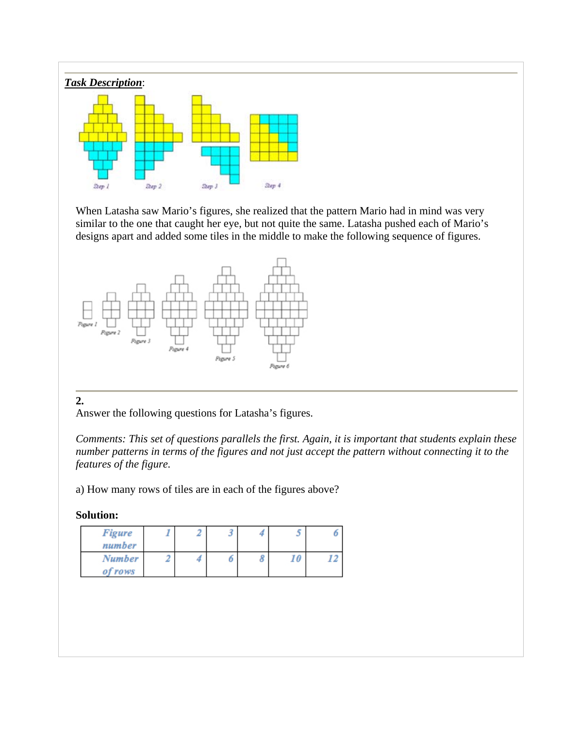***Task Description***:

When Latasha saw Mario's figures, she realized that the pattern Mario had in mind was very similar to the one that caught her eye, but not quite the same. Latasha pushed each of Mario's designs apart and added some tiles in the middle to make the following sequence of figures.

**2.**
Answer the following questions for Latasha's figures.

*Comments: This set of questions parallels the first. Again, it is important that students explain these number patterns in terms of the figures and not just accept the pattern without connecting it to the features of the figure.*

a) How many rows of tiles are in each of the figures above?

**Solution:**

| *Figure number* | *1* | *2* | *3* | *4* | *5* | *6* |
|---|---|---|---|---|---|---|
| *Number of rows* | *2* | *4* | *6* | *8* | *10* | *12* |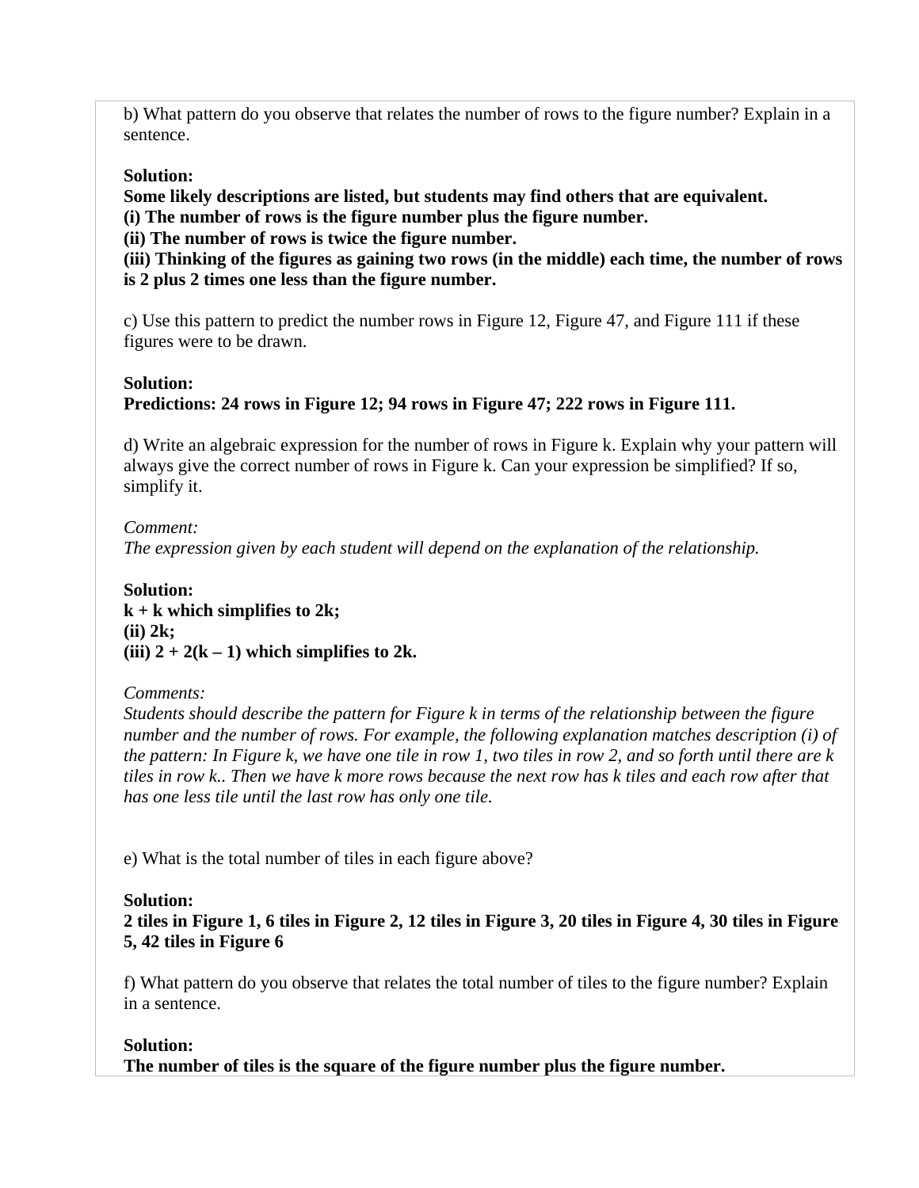b) What pattern do you observe that relates the number of rows to the figure number? Explain in a sentence.

**Solution:**
**Some likely descriptions are listed, but students may find others that are equivalent.**
**(i) The number of rows is the figure number plus the figure number.**
**(ii) The number of rows is twice the figure number.**
**(iii) Thinking of the figures as gaining two rows (in the middle) each time, the number of rows is 2 plus 2 times one less than the figure number.**

c) Use this pattern to predict the number rows in Figure 12, Figure 47, and Figure 111 if these figures were to be drawn.

**Solution:**
**Predictions: 24 rows in Figure 12; 94 rows in Figure 47; 222 rows in Figure 111.**

d) Write an algebraic expression for the number of rows in Figure k. Explain why your pattern will always give the correct number of rows in Figure k. Can your expression be simplified? If so, simplify it.

*Comment:*
*The expression given by each student will depend on the explanation of the relationship.*

**Solution:**
**$k + k$ which simplifies to $2k$;**
**(ii) $2k$;**
**(iii) $2 + 2(k – 1)$ which simplifies to $2k$.**

*Comments:*
*Students should describe the pattern for Figure k in terms of the relationship between the figure number and the number of rows. For example, the following explanation matches description (i) of the pattern: In Figure k, we have one tile in row 1, two tiles in row 2, and so forth until there are k tiles in row k.. Then we have k more rows because the next row has k tiles and each row after that has one less tile until the last row has only one tile.*

e) What is the total number of tiles in each figure above?

**Solution:**
**2 tiles in Figure 1, 6 tiles in Figure 2, 12 tiles in Figure 3, 20 tiles in Figure 4, 30 tiles in Figure 5, 42 tiles in Figure 6**

f) What pattern do you observe that relates the total number of tiles to the figure number? Explain in a sentence.

**Solution:**
**The number of tiles is the square of the figure number plus the figure number.**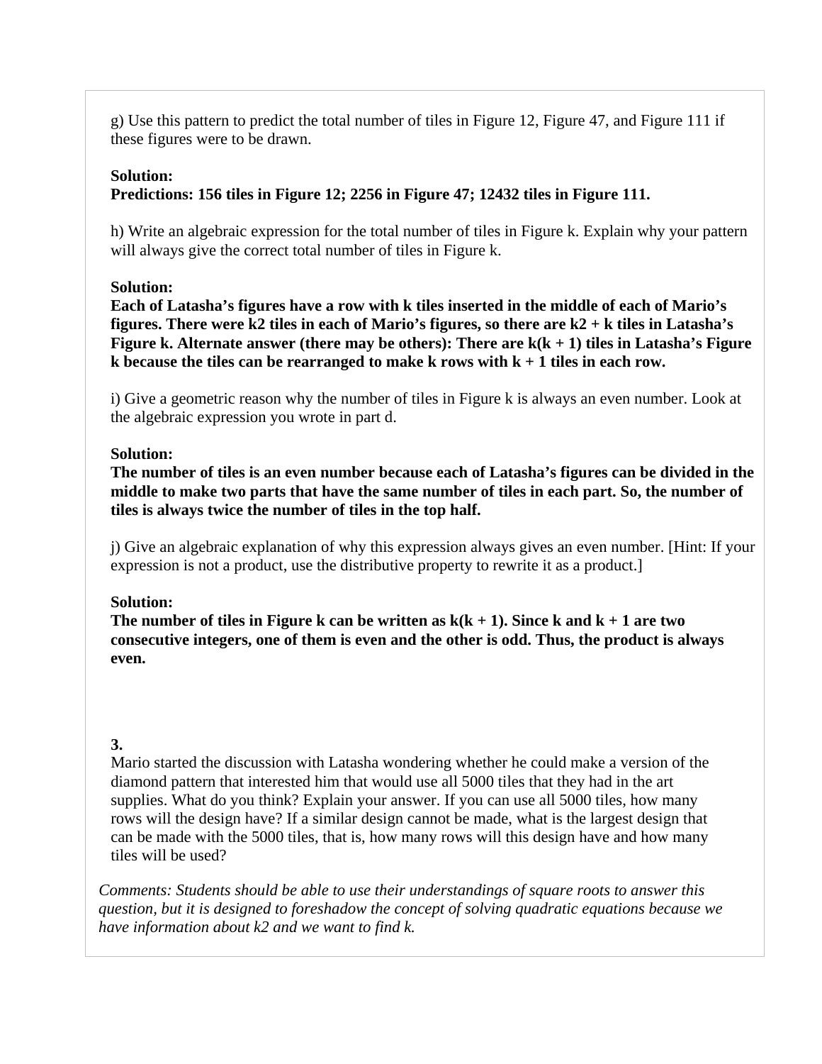g) Use this pattern to predict the total number of tiles in Figure 12, Figure 47, and Figure 111 if these figures were to be drawn.

**Solution:**
**Predictions: 156 tiles in Figure 12; 2256 in Figure 47; 12432 tiles in Figure 111.**

h) Write an algebraic expression for the total number of tiles in Figure k. Explain why your pattern will always give the correct total number of tiles in Figure k.

**Solution:**
**Each of Latasha's figures have a row with k tiles inserted in the middle of each of Mario's figures. There were k2 tiles in each of Mario's figures, so there are k2 + k tiles in Latasha's Figure k. Alternate answer (there may be others): There are k(k + 1) tiles in Latasha's Figure k because the tiles can be rearranged to make k rows with k + 1 tiles in each row.**

i) Give a geometric reason why the number of tiles in Figure k is always an even number. Look at the algebraic expression you wrote in part d.

**Solution:**
**The number of tiles is an even number because each of Latasha's figures can be divided in the middle to make two parts that have the same number of tiles in each part. So, the number of tiles is always twice the number of tiles in the top half.**

j) Give an algebraic explanation of why this expression always gives an even number. [Hint: If your expression is not a product, use the distributive property to rewrite it as a product.]

**Solution:**
**The number of tiles in Figure k can be written as k(k + 1). Since k and k + 1 are two consecutive integers, one of them is even and the other is odd. Thus, the product is always even.**

**3.**

Mario started the discussion with Latasha wondering whether he could make a version of the diamond pattern that interested him that would use all 5000 tiles that they had in the art supplies. What do you think? Explain your answer. If you can use all 5000 tiles, how many rows will the design have? If a similar design cannot be made, what is the largest design that can be made with the 5000 tiles, that is, how many rows will this design have and how many tiles will be used?

*Comments: Students should be able to use their understandings of square roots to answer this question, but it is designed to foreshadow the concept of solving quadratic equations because we have information about k2 and we want to find k.*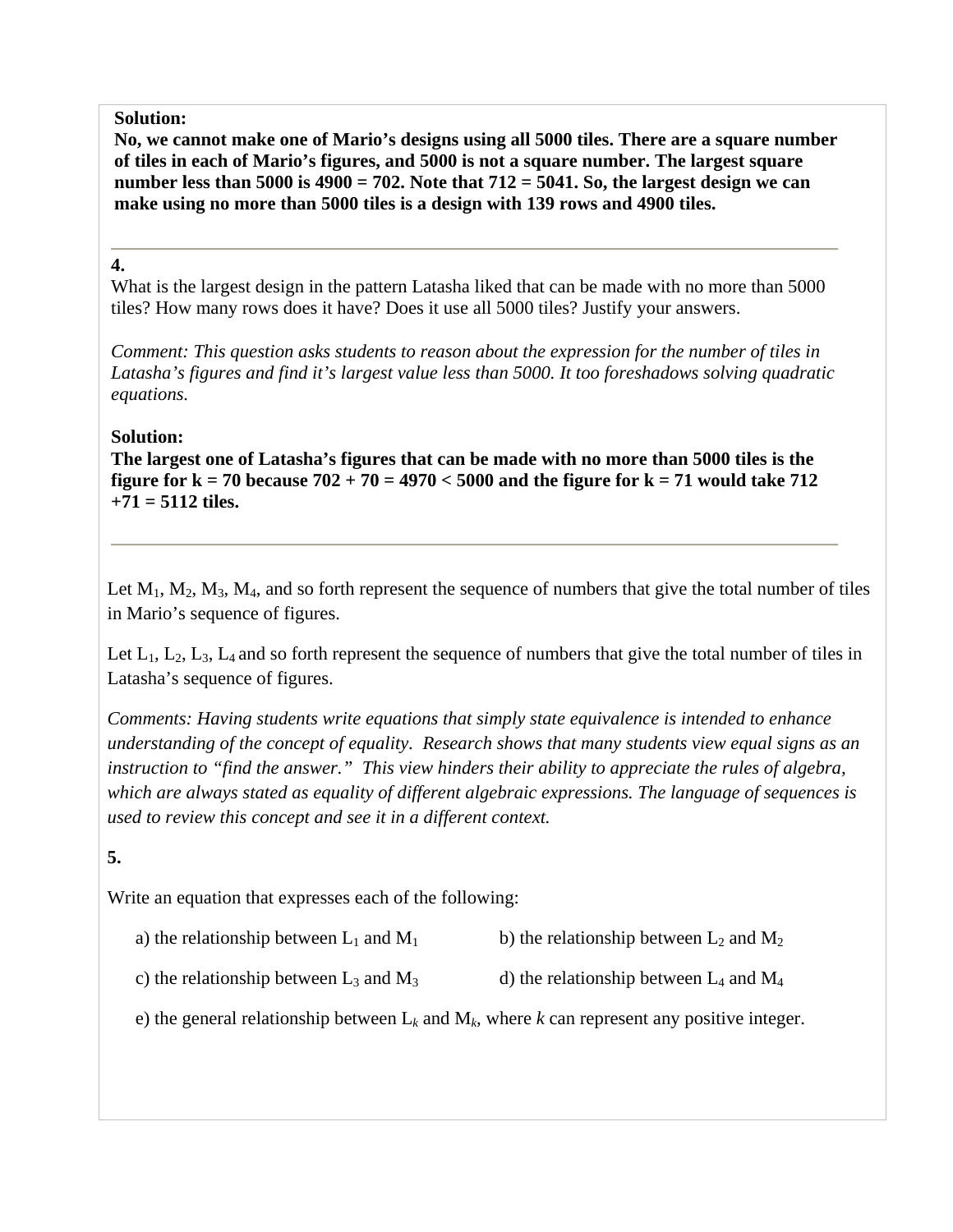**Solution:**

**No, we cannot make one of Mario's designs using all 5000 tiles. There are a square number of tiles in each of Mario's figures, and 5000 is not a square number. The largest square number less than 5000 is 4900 = 702. Note that 712 = 5041. So, the largest design we can make using no more than 5000 tiles is a design with 139 rows and 4900 tiles.**

---

**4.**

What is the largest design in the pattern Latasha liked that can be made with no more than 5000 tiles? How many rows does it have? Does it use all 5000 tiles? Justify your answers.

*Comment: This question asks students to reason about the expression for the number of tiles in Latasha's figures and find it's largest value less than 5000. It too foreshadows solving quadratic equations.*

**Solution:**

**The largest one of Latasha's figures that can be made with no more than 5000 tiles is the figure for k = 70 because 702 + 70 = 4970 < 5000 and the figure for k = 71 would take 712 +71 = 5112 tiles.**

---

Let $M_1$, $M_2$, $M_3$, $M_4$, and so forth represent the sequence of numbers that give the total number of tiles in Mario's sequence of figures.

Let $L_1$, $L_2$, $L_3$, $L_4$ and so forth represent the sequence of numbers that give the total number of tiles in Latasha's sequence of figures.

*Comments: Having students write equations that simply state equivalence is intended to enhance understanding of the concept of equality. Research shows that many students view equal signs as an instruction to "find the answer." This view hinders their ability to appreciate the rules of algebra, which are always stated as equality of different algebraic expressions. The language of sequences is used to review this concept and see it in a different context.*

**5.**

Write an equation that expresses each of the following:

a) the relationship between $L_1$ and $M_1$

b) the relationship between $L_2$ and $M_2$

c) the relationship between $L_3$ and $M_3$

d) the relationship between $L_4$ and $M_4$

e) the general relationship between $L_k$ and $M_k$, where *k* can represent any positive integer.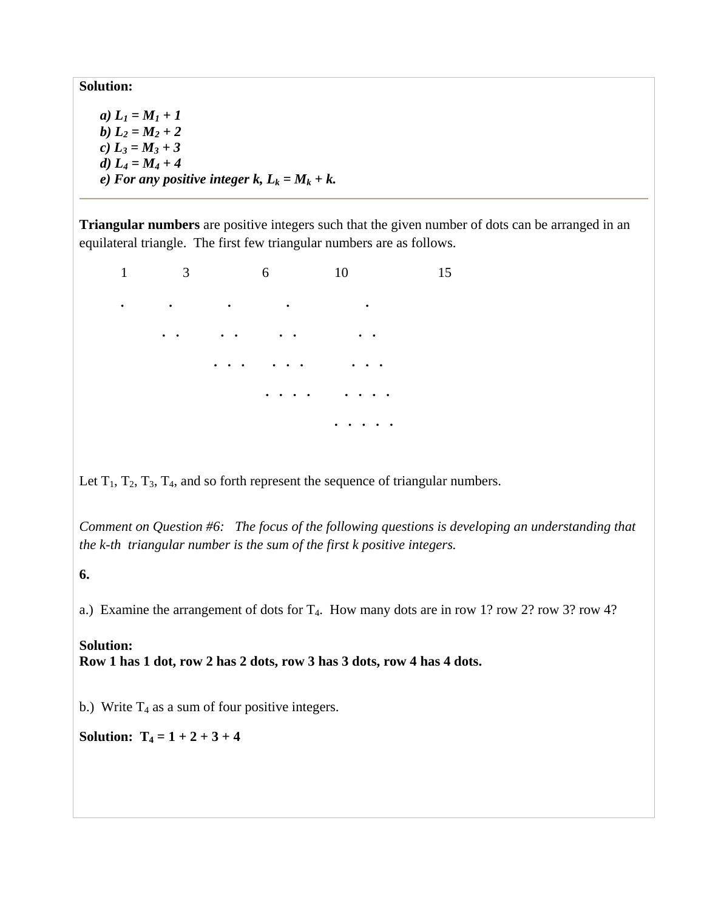**Solution:**

*a)* $L_1 = M_1 + 1$
*b)* $L_2 = M_2 + 2$
*c)* $L_3 = M_3 + 3$
*d)* $L_4 = M_4 + 4$
*e) For any positive integer k,* $L_k = M_k + k$*.*

---

**Triangular numbers** are positive integers such that the given number of dots can be arranged in an equilateral triangle. The first few triangular numbers are as follows.

```
  1        3           6           10              15

  .       .          .          .               .
        .   .      .   .      .   .           .   .
                 .   .   .  .   .   .       .   .   .
                           .   .   .   .  .   .   .   .
                                         .   .   .   .   .
```

Let $T_1$, $T_2$, $T_3$, $T_4$, and so forth represent the sequence of triangular numbers.

*Comment on Question #6: The focus of the following questions is developing an understanding that the k-th triangular number is the sum of the first k positive integers.*

**6.**

a.) Examine the arrangement of dots for $T_4$. How many dots are in row 1? row 2? row 3? row 4?

**Solution:**
**Row 1 has 1 dot, row 2 has 2 dots, row 3 has 3 dots, row 4 has 4 dots.**

b.) Write $T_4$ as a sum of four positive integers.

**Solution:** $T_4 = 1 + 2 + 3 + 4$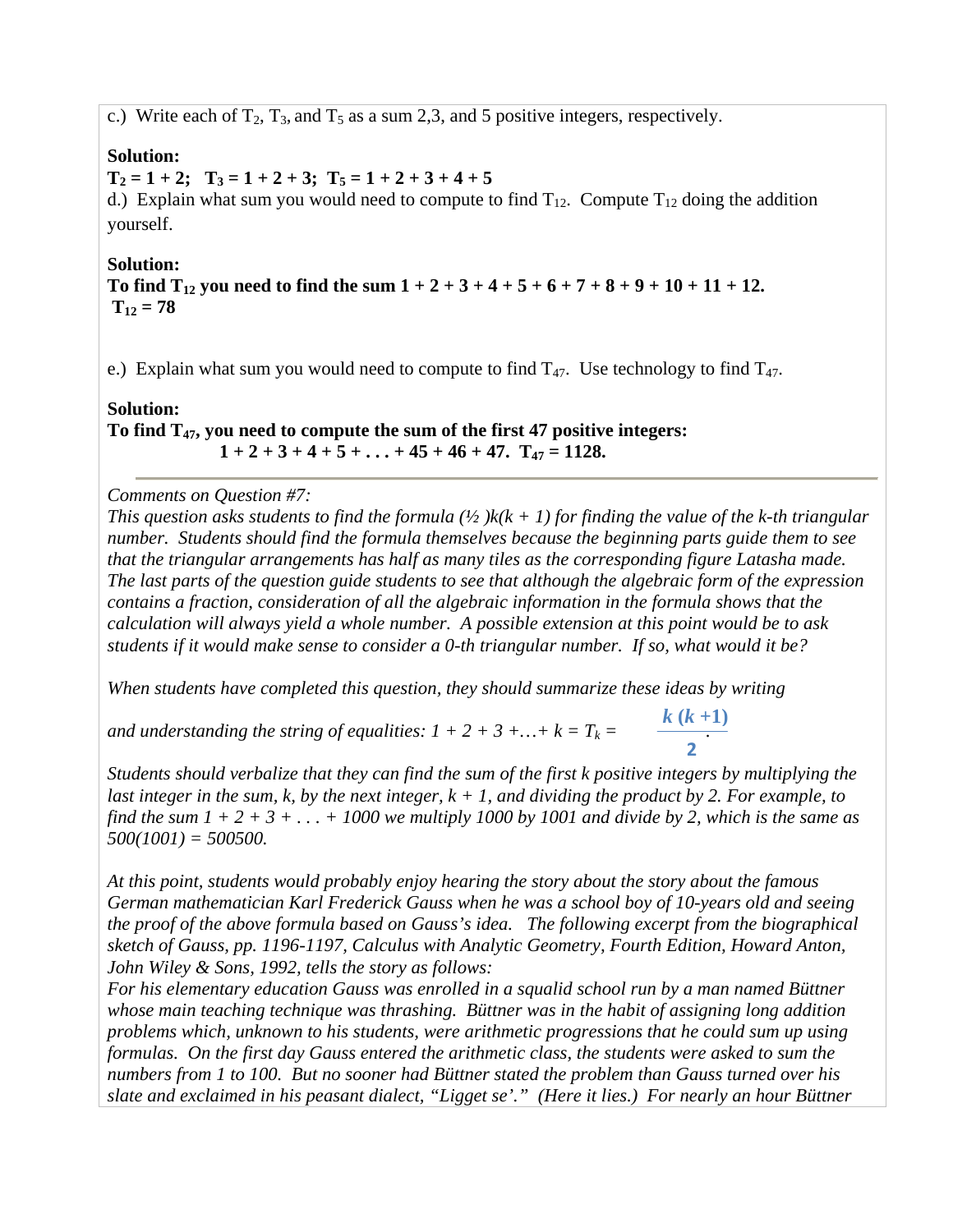c.) Write each of $T_2$, $T_3$, and $T_5$ as a sum 2,3, and 5 positive integers, respectively.

**Solution:**

**$T_2 = 1 + 2$; $T_3 = 1 + 2 + 3$; $T_5 = 1 + 2 + 3 + 4 + 5$**

d.) Explain what sum you would need to compute to find $T_{12}$. Compute $T_{12}$ doing the addition yourself.

**Solution:**

**To find $T_{12}$ you need to find the sum $1 + 2 + 3 + 4 + 5 + 6 + 7 + 8 + 9 + 10 + 11 + 12$.**
**$T_{12} = 78$**

e.) Explain what sum you would need to compute to find $T_{47}$. Use technology to find $T_{47}$.

**Solution:**

**To find $T_{47}$, you need to compute the sum of the first 47 positive integers:**
**$1 + 2 + 3 + 4 + 5 + \ldots + 45 + 46 + 47$. $T_{47} = 1128$.**

---

*Comments on Question #7:*
*This question asks students to find the formula $(\frac{1}{2})k(k + 1)$ for finding the value of the k-th triangular number. Students should find the formula themselves because the beginning parts guide them to see that the triangular arrangements has half as many tiles as the corresponding figure Latasha made. The last parts of the question guide students to see that although the algebraic form of the expression contains a fraction, consideration of all the algebraic information in the formula shows that the calculation will always yield a whole number. A possible extension at this point would be to ask students if it would make sense to consider a 0-th triangular number. If so, what would it be?*

*When students have completed this question, they should summarize these ideas by writing and understanding the string of equalities:* $1 + 2 + 3 + \ldots + k = T_k = \dfrac{k(k+1)}{2}$.

*Students should verbalize that they can find the sum of the first k positive integers by multiplying the last integer in the sum, k, by the next integer, k + 1, and dividing the product by 2. For example, to find the sum $1 + 2 + 3 + \ldots + 1000$ we multiply 1000 by 1001 and divide by 2, which is the same as $500(1001) = 500500$.*

*At this point, students would probably enjoy hearing the story about the story about the famous German mathematician Karl Frederick Gauss when he was a school boy of 10-years old and seeing the proof of the above formula based on Gauss's idea. The following excerpt from the biographical sketch of Gauss, pp. 1196-1197, Calculus with Analytic Geometry, Fourth Edition, Howard Anton, John Wiley & Sons, 1992, tells the story as follows:*
*For his elementary education Gauss was enrolled in a squalid school run by a man named Büttner whose main teaching technique was thrashing. Büttner was in the habit of assigning long addition problems which, unknown to his students, were arithmetic progressions that he could sum up using formulas. On the first day Gauss entered the arithmetic class, the students were asked to sum the numbers from 1 to 100. But no sooner had Büttner stated the problem than Gauss turned over his slate and exclaimed in his peasant dialect, "Ligget se'." (Here it lies.) For nearly an hour Büttner*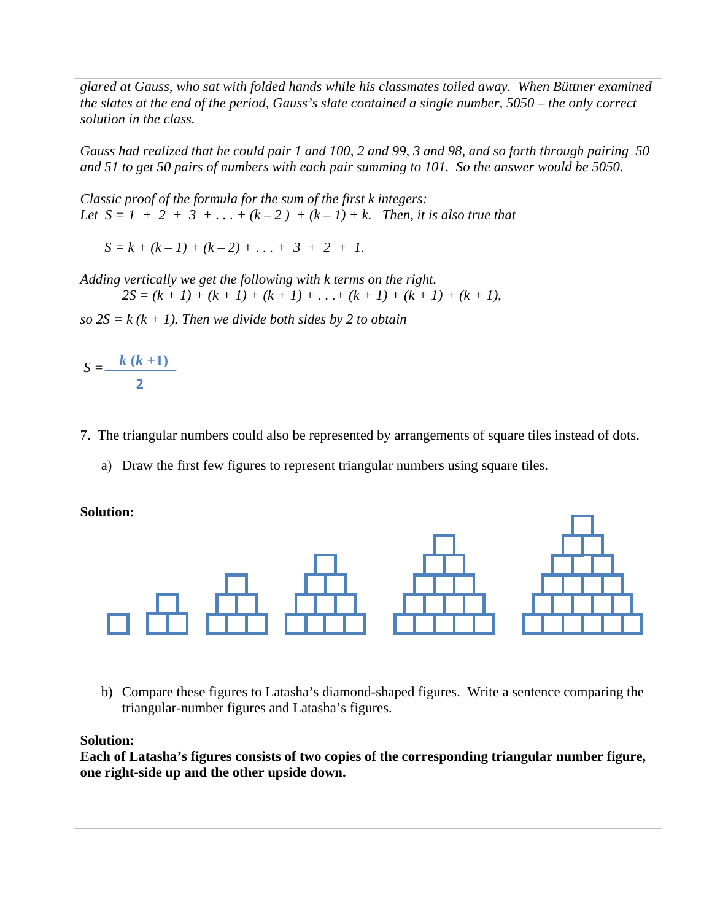*glared at Gauss, who sat with folded hands while his classmates toiled away. When Büttner examined the slates at the end of the period, Gauss's slate contained a single number, 5050 – the only correct solution in the class.*

*Gauss had realized that he could pair 1 and 100, 2 and 99, 3 and 98, and so forth through pairing 50 and 51 to get 50 pairs of numbers with each pair summing to 101. So the answer would be 5050.*

*Classic proof of the formula for the sum of the first k integers:*
*Let* $S = 1 + 2 + 3 + \ldots + (k-2) + (k-1) + k$. *Then, it is also true that*

$$S = k + (k-1) + (k-2) + \ldots + 3 + 2 + 1.$$

*Adding vertically we get the following with k terms on the right.*

$$2S = (k+1) + (k+1) + (k+1) + \ldots + (k+1) + (k+1) + (k+1),$$

*so* $2S = k(k+1)$. *Then we divide both sides by 2 to obtain*

$$S = \frac{k(k+1)}{2}$$

7. The triangular numbers could also be represented by arrangements of square tiles instead of dots.

   a) Draw the first few figures to represent triangular numbers using square tiles.

**Solution:**

   b) Compare these figures to Latasha's diamond-shaped figures. Write a sentence comparing the triangular-number figures and Latasha's figures.

**Solution:**
**Each of Latasha's figures consists of two copies of the corresponding triangular number figure, one right-side up and the other upside down.**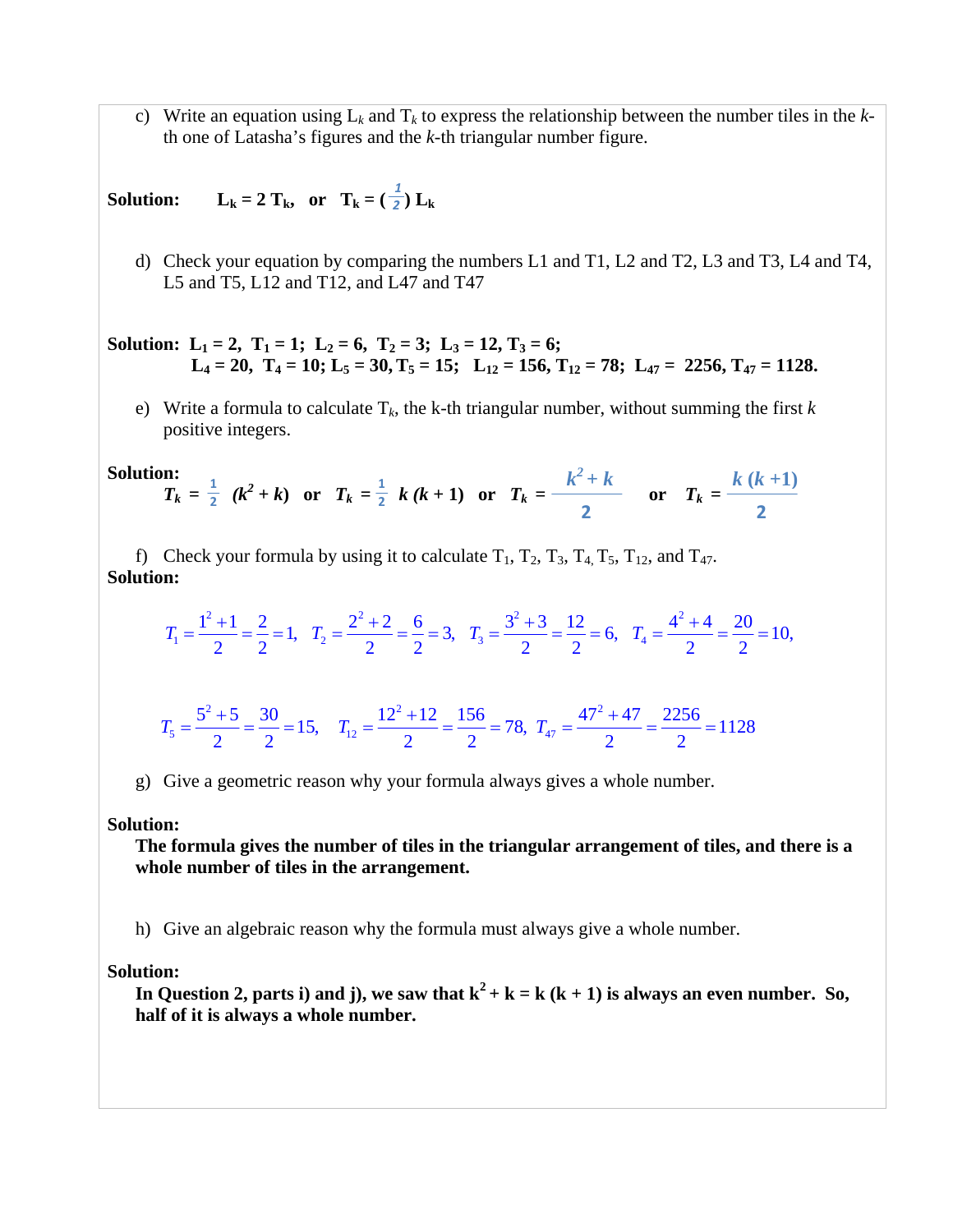c) Write an equation using $L_k$ and $T_k$ to express the relationship between the number tiles in the $k$-th one of Latasha's figures and the $k$-th triangular number figure.

**Solution:** $\mathbf{L_k = 2\, T_k}$, **or** $\mathbf{T_k = (\tfrac{1}{2})\, L_k}$

d) Check your equation by comparing the numbers L1 and T1, L2 and T2, L3 and T3, L4 and T4, L5 and T5, L12 and T12, and L47 and T47

**Solution:** $\mathbf{L_1 = 2,\ T_1 = 1;\ L_2 = 6,\ T_2 = 3;\ L_3 = 12,\ T_3 = 6;}$
$\mathbf{L_4 = 20,\ T_4 = 10;\ L_5 = 30,\ T_5 = 15;\ L_{12} = 156,\ T_{12} = 78;\ L_{47} = 2256,\ T_{47} = 1128.}$

e) Write a formula to calculate $T_k$, the k-th triangular number, without summing the first $k$ positive integers.

**Solution:**

$$T_k = \tfrac{1}{2}(k^2 + k) \quad \text{or} \quad T_k = \tfrac{1}{2}\, k(k+1) \quad \text{or} \quad T_k = \frac{k^2 + k}{2} \quad \text{or} \quad T_k = \frac{k(k+1)}{2}$$

f) Check your formula by using it to calculate $T_1$, $T_2$, $T_3$, $T_4$, $T_5$, $T_{12}$, and $T_{47}$.

**Solution:**

$$T_1 = \frac{1^2+1}{2} = \frac{2}{2} = 1,\quad T_2 = \frac{2^2+2}{2} = \frac{6}{2} = 3,\quad T_3 = \frac{3^2+3}{2} = \frac{12}{2} = 6,\quad T_4 = \frac{4^2+4}{2} = \frac{20}{2} = 10,$$

$$T_5 = \frac{5^2+5}{2} = \frac{30}{2} = 15,\quad T_{12} = \frac{12^2+12}{2} = \frac{156}{2} = 78,\ T_{47} = \frac{47^2+47}{2} = \frac{2256}{2} = 1128$$

g) Give a geometric reason why your formula always gives a whole number.

**Solution:**

**The formula gives the number of tiles in the triangular arrangement of tiles, and there is a whole number of tiles in the arrangement.**

h) Give an algebraic reason why the formula must always give a whole number.

**Solution:**

**In Question 2, parts i) and j), we saw that $k^2 + k = k(k+1)$ is always an even number. So, half of it is always a whole number.**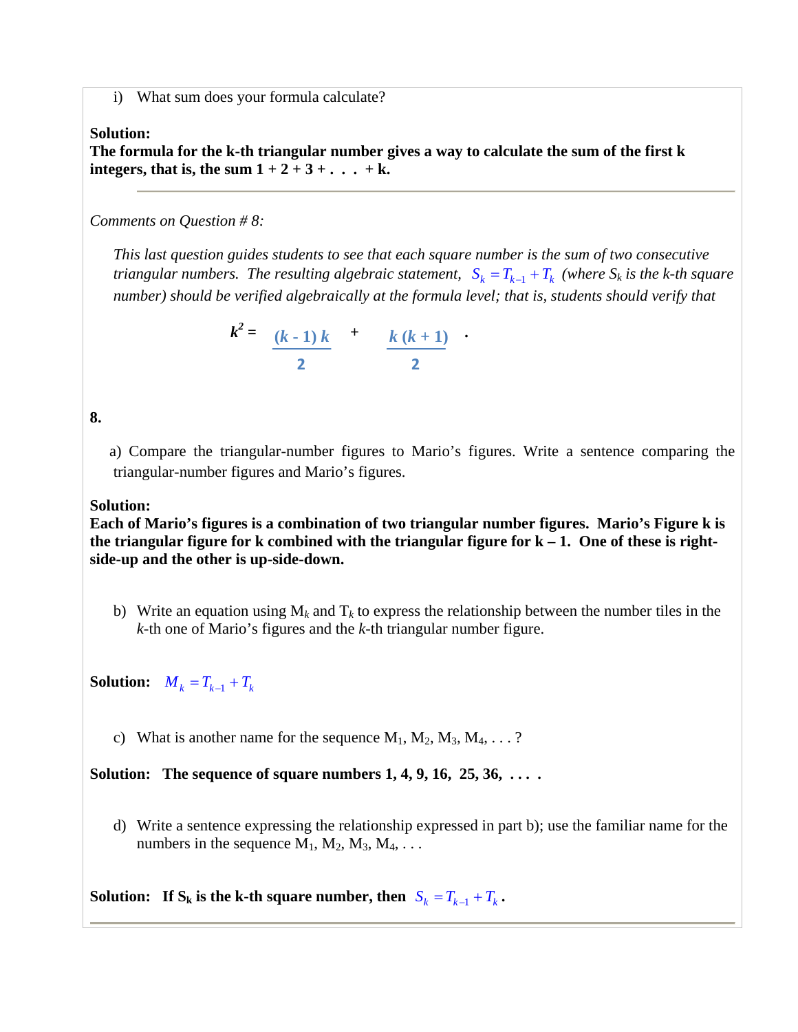i) What sum does your formula calculate?

**Solution:**
**The formula for the k-th triangular number gives a way to calculate the sum of the first k integers, that is, the sum 1 + 2 + 3 + . . . + k.**

---

*Comments on Question # 8:*

*This last question guides students to see that each square number is the sum of two consecutive triangular numbers. The resulting algebraic statement,* $S_k = T_{k-1} + T_k$ *(where* $S_k$ *is the k-th square number) should be verified algebraically at the formula level; that is, students should verify that*

$$k^2 = \frac{(k-1)\,k}{2} + \frac{k\,(k+1)}{2} \; .$$

**8.**

a) Compare the triangular-number figures to Mario's figures. Write a sentence comparing the triangular-number figures and Mario's figures.

**Solution:**
**Each of Mario's figures is a combination of two triangular number figures. Mario's Figure k is the triangular figure for k combined with the triangular figure for k – 1. One of these is right-side-up and the other is up-side-down.**

b) Write an equation using $M_k$ and $T_k$ to express the relationship between the number tiles in the *k*-th one of Mario's figures and the *k*-th triangular number figure.

**Solution:** $M_k = T_{k-1} + T_k$

c) What is another name for the sequence $M_1$, $M_2$, $M_3$, $M_4$, . . . ?

**Solution: The sequence of square numbers 1, 4, 9, 16, 25, 36, . . . .**

d) Write a sentence expressing the relationship expressed in part b); use the familiar name for the numbers in the sequence $M_1$, $M_2$, $M_3$, $M_4$, . . .

**Solution: If $S_k$ is the k-th square number, then** $S_k = T_{k-1} + T_k$.

---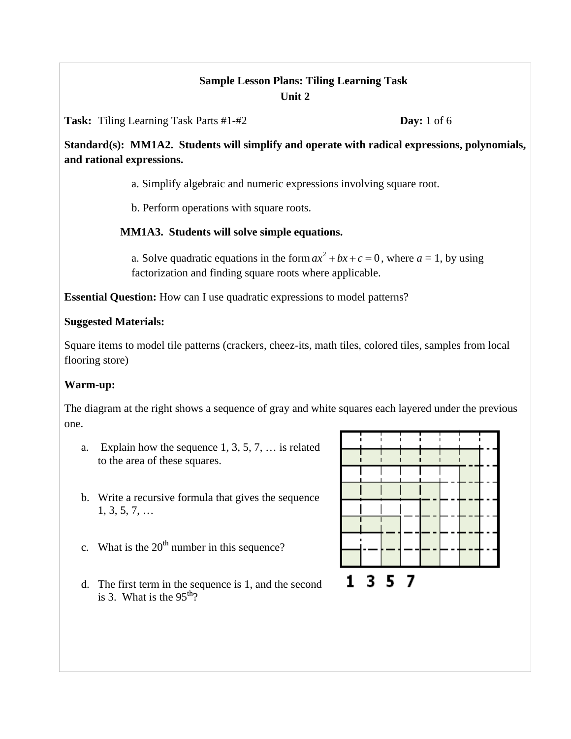**Sample Lesson Plans: Tiling Learning Task**
**Unit 2**

**Task:** Tiling Learning Task Parts #1-#2 **Day:** 1 of 6

**Standard(s): MM1A2. Students will simplify and operate with radical expressions, polynomials, and rational expressions.**

a. Simplify algebraic and numeric expressions involving square root.

b. Perform operations with square roots.

**MM1A3. Students will solve simple equations.**

a. Solve quadratic equations in the form $ax^2 + bx + c = 0$, where $a = 1$, by using factorization and finding square roots where applicable.

**Essential Question:** How can I use quadratic expressions to model patterns?

**Suggested Materials:**

Square items to model tile patterns (crackers, cheez-its, math tiles, colored tiles, samples from local flooring store)

**Warm-up:**

The diagram at the right shows a sequence of gray and white squares each layered under the previous one.

a. Explain how the sequence 1, 3, 5, 7, … is related to the area of these squares.

b. Write a recursive formula that gives the sequence 1, 3, 5, 7, …

c. What is the $20^{th}$ number in this sequence?

d. The first term in the sequence is 1, and the second is 3. What is the $95^{th}$?

1 3 5 7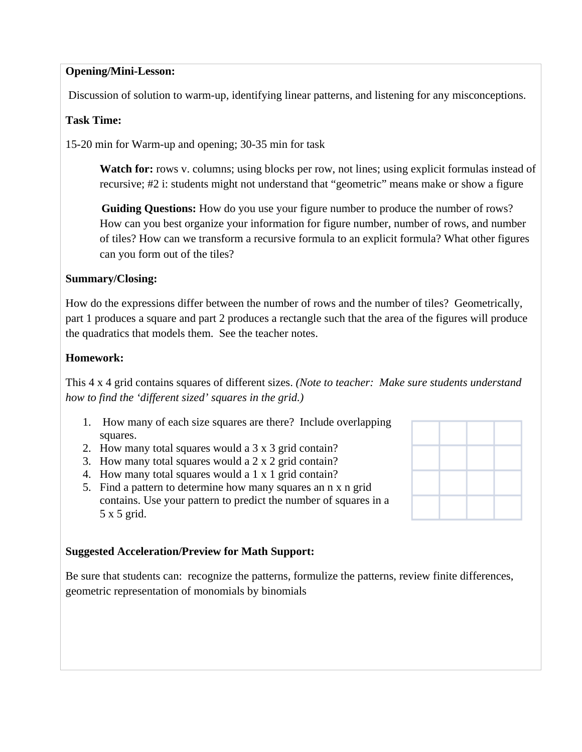**Opening/Mini-Lesson:**

Discussion of solution to warm-up, identifying linear patterns, and listening for any misconceptions.

**Task Time:**

15-20 min for Warm-up and opening; 30-35 min for task

> **Watch for:** rows v. columns; using blocks per row, not lines; using explicit formulas instead of recursive; #2 i: students might not understand that "geometric" means make or show a figure
>
> **Guiding Questions:** How do you use your figure number to produce the number of rows? How can you best organize your information for figure number, number of rows, and number of tiles? How can we transform a recursive formula to an explicit formula? What other figures can you form out of the tiles?

**Summary/Closing:**

How do the expressions differ between the number of rows and the number of tiles? Geometrically, part 1 produces a square and part 2 produces a rectangle such that the area of the figures will produce the quadratics that models them. See the teacher notes.

**Homework:**

This 4 x 4 grid contains squares of different sizes. *(Note to teacher: Make sure students understand how to find the 'different sized' squares in the grid.)*

1. How many of each size squares are there? Include overlapping squares.
2. How many total squares would a 3 x 3 grid contain?
3. How many total squares would a 2 x 2 grid contain?
4. How many total squares would a 1 x 1 grid contain?
5. Find a pattern to determine how many squares an n x n grid contains. Use your pattern to predict the number of squares in a 5 x 5 grid.

|   |   |   |   |
|---|---|---|---|
|   |   |   |   |
|   |   |   |   |
|   |   |   |   |
|   |   |   |   |

**Suggested Acceleration/Preview for Math Support:**

Be sure that students can: recognize the patterns, formulize the patterns, review finite differences, geometric representation of monomials by binomials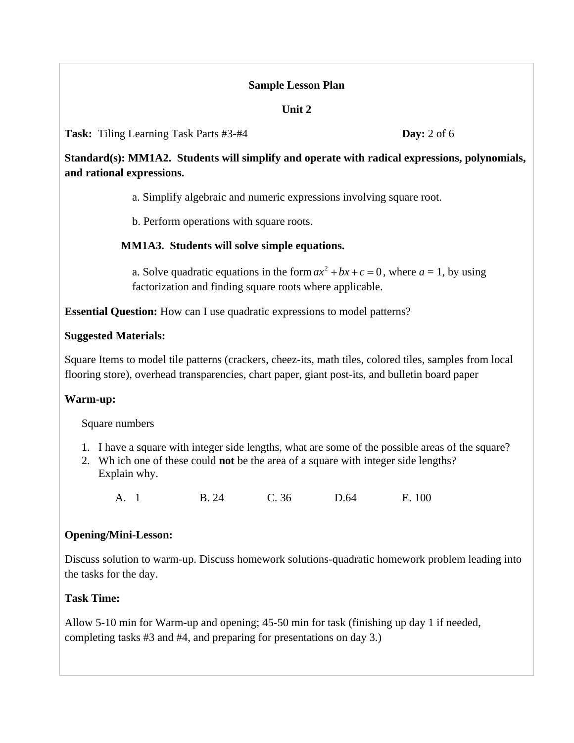**Sample Lesson Plan**

**Unit 2**

**Task:** Tiling Learning Task Parts #3-#4 **Day:** 2 of 6

**Standard(s): MM1A2. Students will simplify and operate with radical expressions, polynomials, and rational expressions.**

a. Simplify algebraic and numeric expressions involving square root.

b. Perform operations with square roots.

**MM1A3. Students will solve simple equations.**

a. Solve quadratic equations in the form $ax^2 + bx + c = 0$, where $a$ = 1, by using factorization and finding square roots where applicable.

**Essential Question:** How can I use quadratic expressions to model patterns?

**Suggested Materials:**

Square Items to model tile patterns (crackers, cheez-its, math tiles, colored tiles, samples from local flooring store), overhead transparencies, chart paper, giant post-its, and bulletin board paper

**Warm-up:**

Square numbers

1. I have a square with integer side lengths, what are some of the possible areas of the square?
2. Wh ich one of these could **not** be the area of a square with integer side lengths? Explain why.

A. 1 B. 24 C. 36 D.64 E. 100

**Opening/Mini-Lesson:**

Discuss solution to warm-up. Discuss homework solutions-quadratic homework problem leading into the tasks for the day.

**Task Time:**

Allow 5-10 min for Warm-up and opening; 45-50 min for task (finishing up day 1 if needed, completing tasks #3 and #4, and preparing for presentations on day 3.)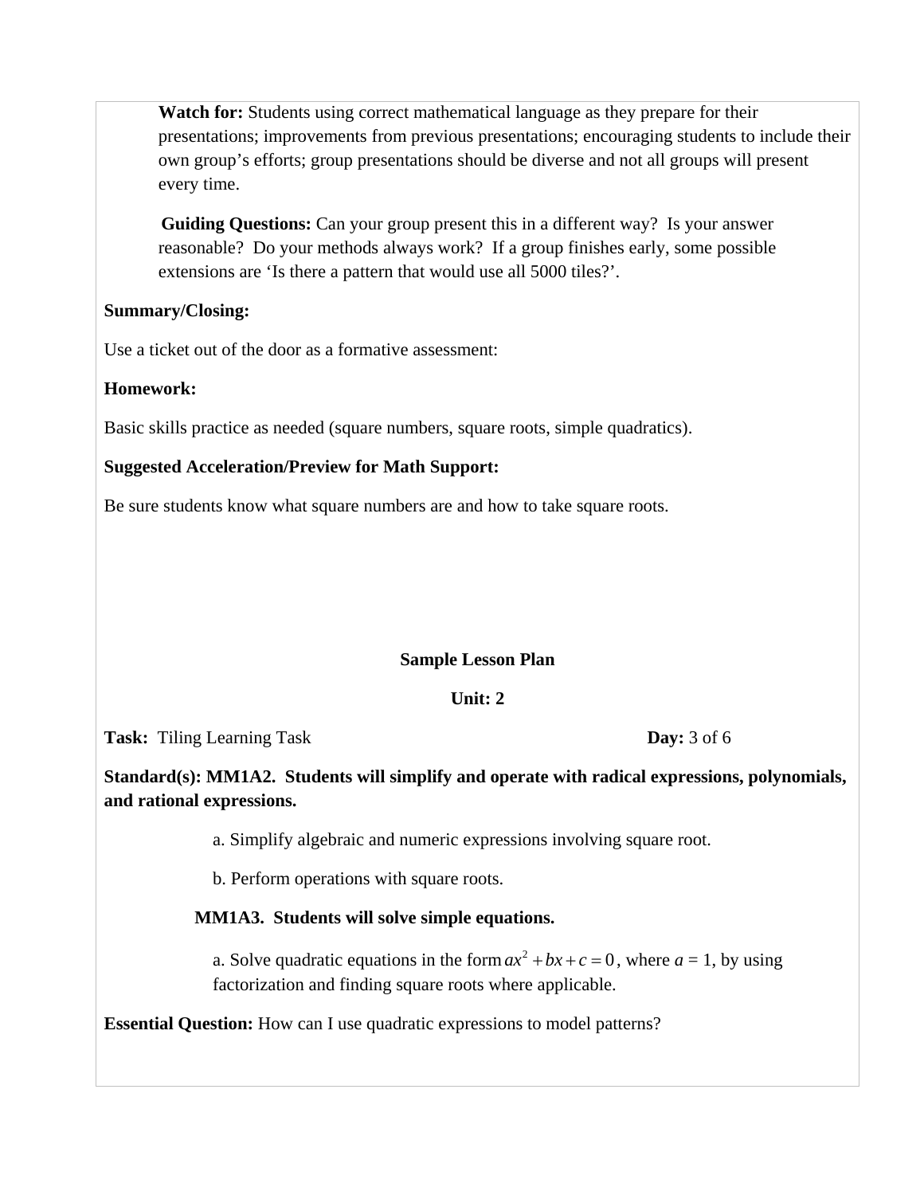**Watch for:** Students using correct mathematical language as they prepare for their presentations; improvements from previous presentations; encouraging students to include their own group's efforts; group presentations should be diverse and not all groups will present every time.

**Guiding Questions:** Can your group present this in a different way? Is your answer reasonable? Do your methods always work? If a group finishes early, some possible extensions are 'Is there a pattern that would use all 5000 tiles?'.

**Summary/Closing:**

Use a ticket out of the door as a formative assessment:

**Homework:**

Basic skills practice as needed (square numbers, square roots, simple quadratics).

**Suggested Acceleration/Preview for Math Support:**

Be sure students know what square numbers are and how to take square roots.

**Sample Lesson Plan**

**Unit: 2**

**Task:** Tiling Learning Task **Day:** 3 of 6

**Standard(s): MM1A2. Students will simplify and operate with radical expressions, polynomials, and rational expressions.**

a. Simplify algebraic and numeric expressions involving square root.

b. Perform operations with square roots.

**MM1A3. Students will solve simple equations.**

a. Solve quadratic equations in the form $ax^2 + bx + c = 0$, where $a$ = 1, by using factorization and finding square roots where applicable.

**Essential Question:** How can I use quadratic expressions to model patterns?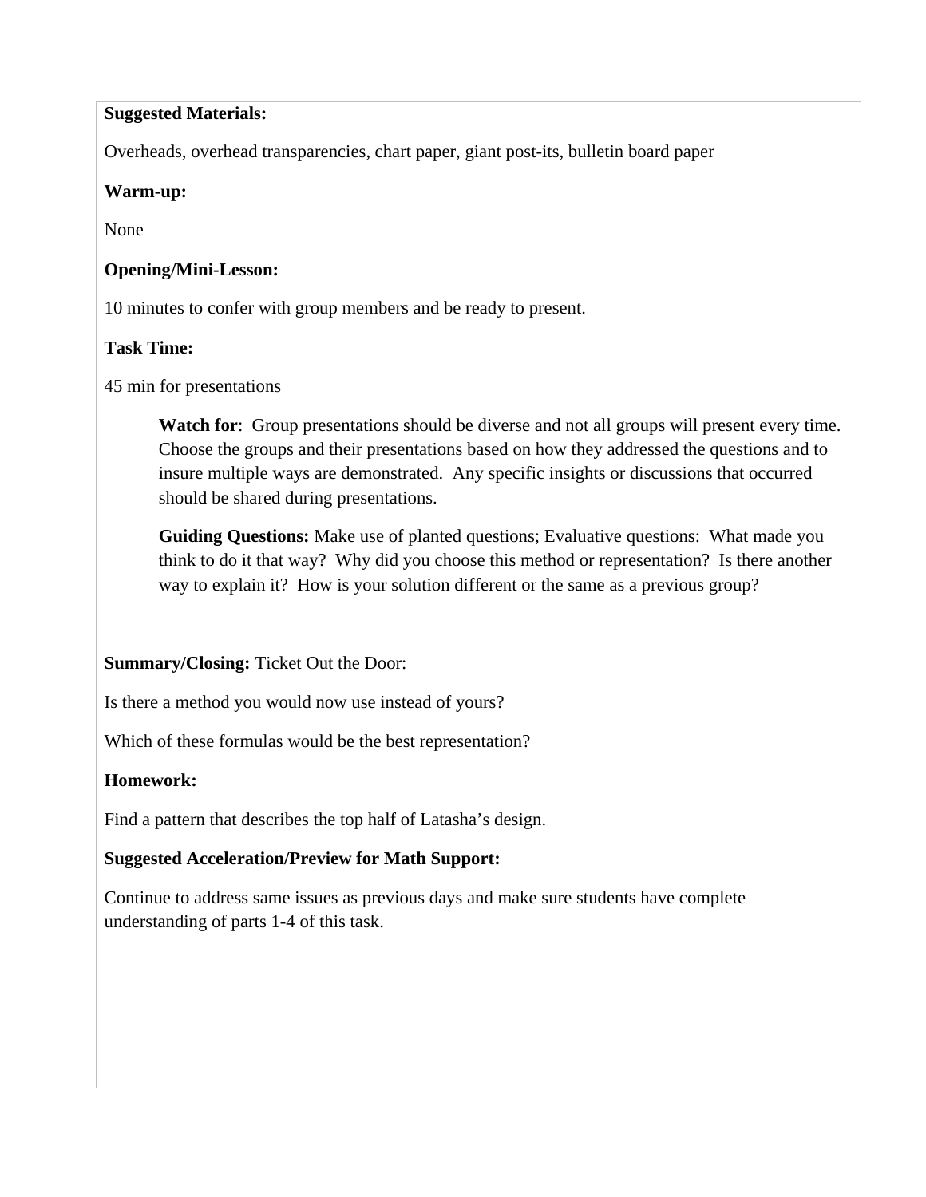**Suggested Materials:**

Overheads, overhead transparencies, chart paper, giant post-its, bulletin board paper

**Warm-up:**

None

**Opening/Mini-Lesson:**

10 minutes to confer with group members and be ready to present.

**Task Time:**

45 min for presentations

> **Watch for**: Group presentations should be diverse and not all groups will present every time. Choose the groups and their presentations based on how they addressed the questions and to insure multiple ways are demonstrated. Any specific insights or discussions that occurred should be shared during presentations.
>
> **Guiding Questions:** Make use of planted questions; Evaluative questions: What made you think to do it that way? Why did you choose this method or representation? Is there another way to explain it? How is your solution different or the same as a previous group?

**Summary/Closing:** Ticket Out the Door:

Is there a method you would now use instead of yours?

Which of these formulas would be the best representation?

**Homework:**

Find a pattern that describes the top half of Latasha's design.

**Suggested Acceleration/Preview for Math Support:**

Continue to address same issues as previous days and make sure students have complete understanding of parts 1-4 of this task.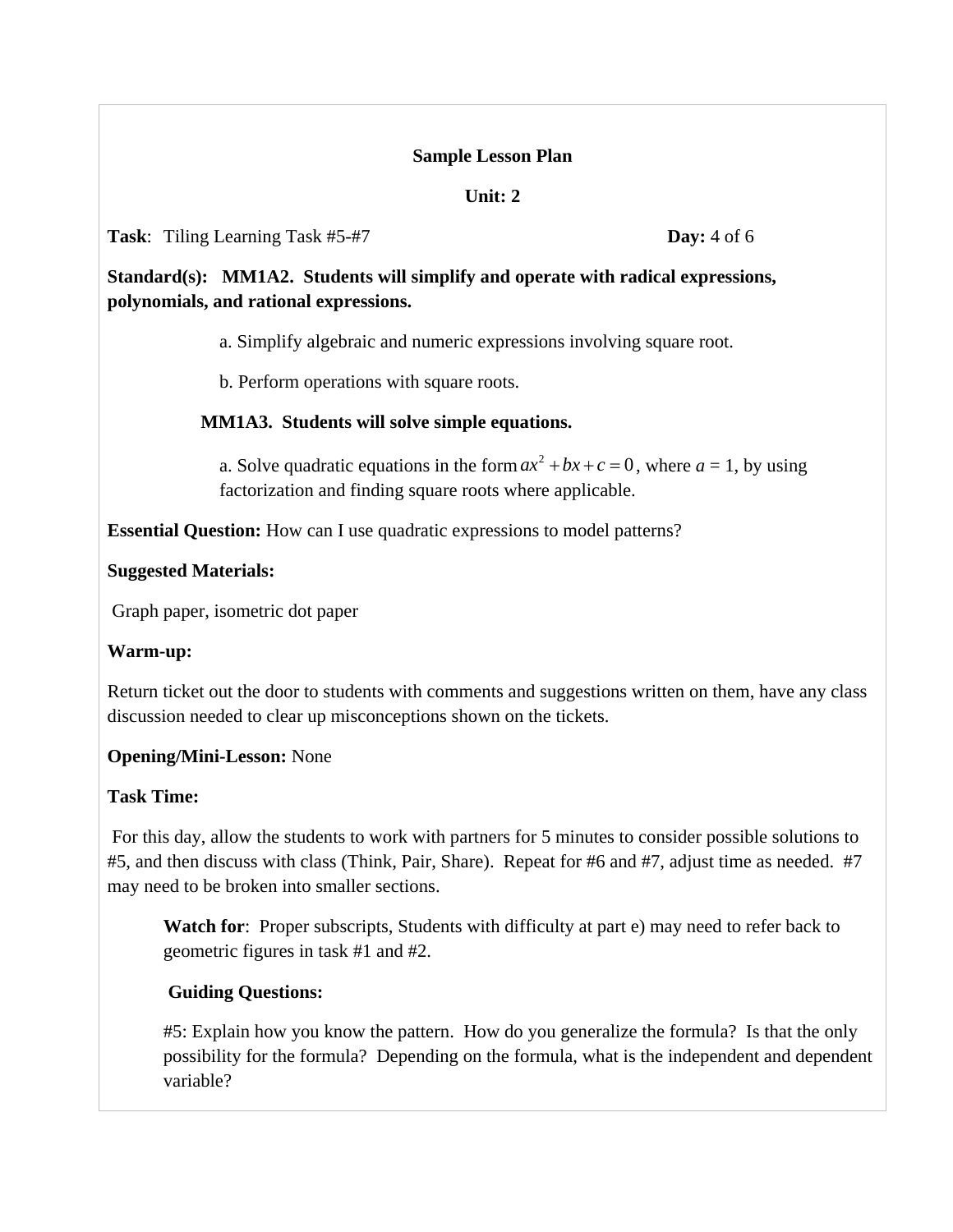**Sample Lesson Plan**

**Unit: 2**

**Task**: Tiling Learning Task #5-#7 **Day:** 4 of 6

**Standard(s): MM1A2. Students will simplify and operate with radical expressions, polynomials, and rational expressions.**

a. Simplify algebraic and numeric expressions involving square root.

b. Perform operations with square roots.

**MM1A3. Students will solve simple equations.**

a. Solve quadratic equations in the form $ax^2 + bx + c = 0$, where $a$ = 1, by using factorization and finding square roots where applicable.

**Essential Question:** How can I use quadratic expressions to model patterns?

**Suggested Materials:**

Graph paper, isometric dot paper

**Warm-up:**

Return ticket out the door to students with comments and suggestions written on them, have any class discussion needed to clear up misconceptions shown on the tickets.

**Opening/Mini-Lesson:** None

**Task Time:**

For this day, allow the students to work with partners for 5 minutes to consider possible solutions to #5, and then discuss with class (Think, Pair, Share). Repeat for #6 and #7, adjust time as needed. #7 may need to be broken into smaller sections.

**Watch for**: Proper subscripts, Students with difficulty at part e) may need to refer back to geometric figures in task #1 and #2.

**Guiding Questions:**

#5: Explain how you know the pattern. How do you generalize the formula? Is that the only possibility for the formula? Depending on the formula, what is the independent and dependent variable?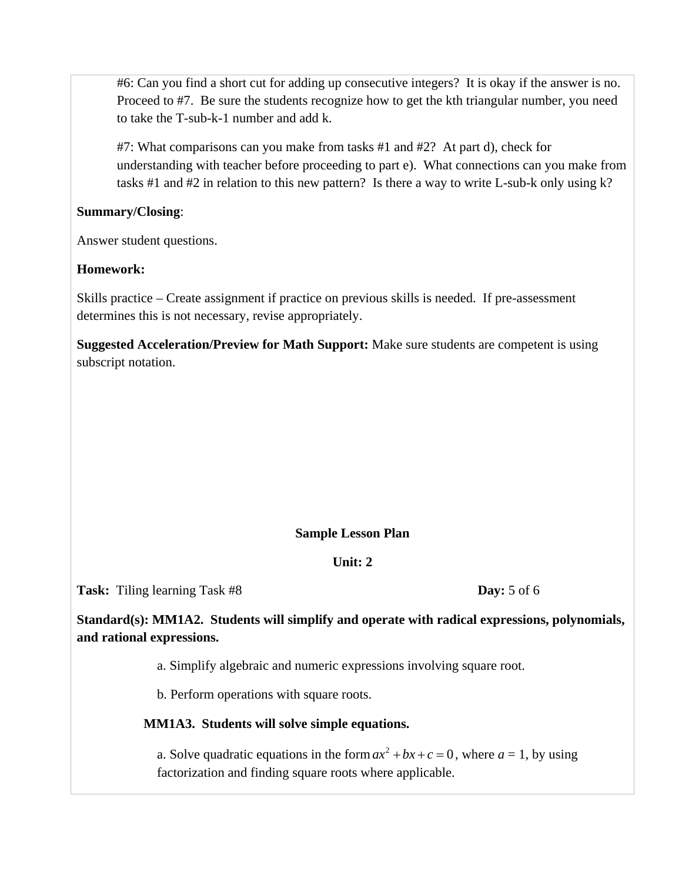#6: Can you find a short cut for adding up consecutive integers? It is okay if the answer is no. Proceed to #7. Be sure the students recognize how to get the kth triangular number, you need to take the T-sub-k-1 number and add k.

#7: What comparisons can you make from tasks #1 and #2? At part d), check for understanding with teacher before proceeding to part e). What connections can you make from tasks #1 and #2 in relation to this new pattern? Is there a way to write L-sub-k only using k?

**Summary/Closing**:

Answer student questions.

**Homework:**

Skills practice – Create assignment if practice on previous skills is needed. If pre-assessment determines this is not necessary, revise appropriately.

**Suggested Acceleration/Preview for Math Support:** Make sure students are competent is using subscript notation.

**Sample Lesson Plan**

**Unit: 2**

**Task:** Tiling learning Task #8 **Day:** 5 of 6

**Standard(s): MM1A2. Students will simplify and operate with radical expressions, polynomials, and rational expressions.**

a. Simplify algebraic and numeric expressions involving square root.

b. Perform operations with square roots.

**MM1A3. Students will solve simple equations.**

a. Solve quadratic equations in the form $ax^2 + bx + c = 0$, where $a$ = 1, by using factorization and finding square roots where applicable.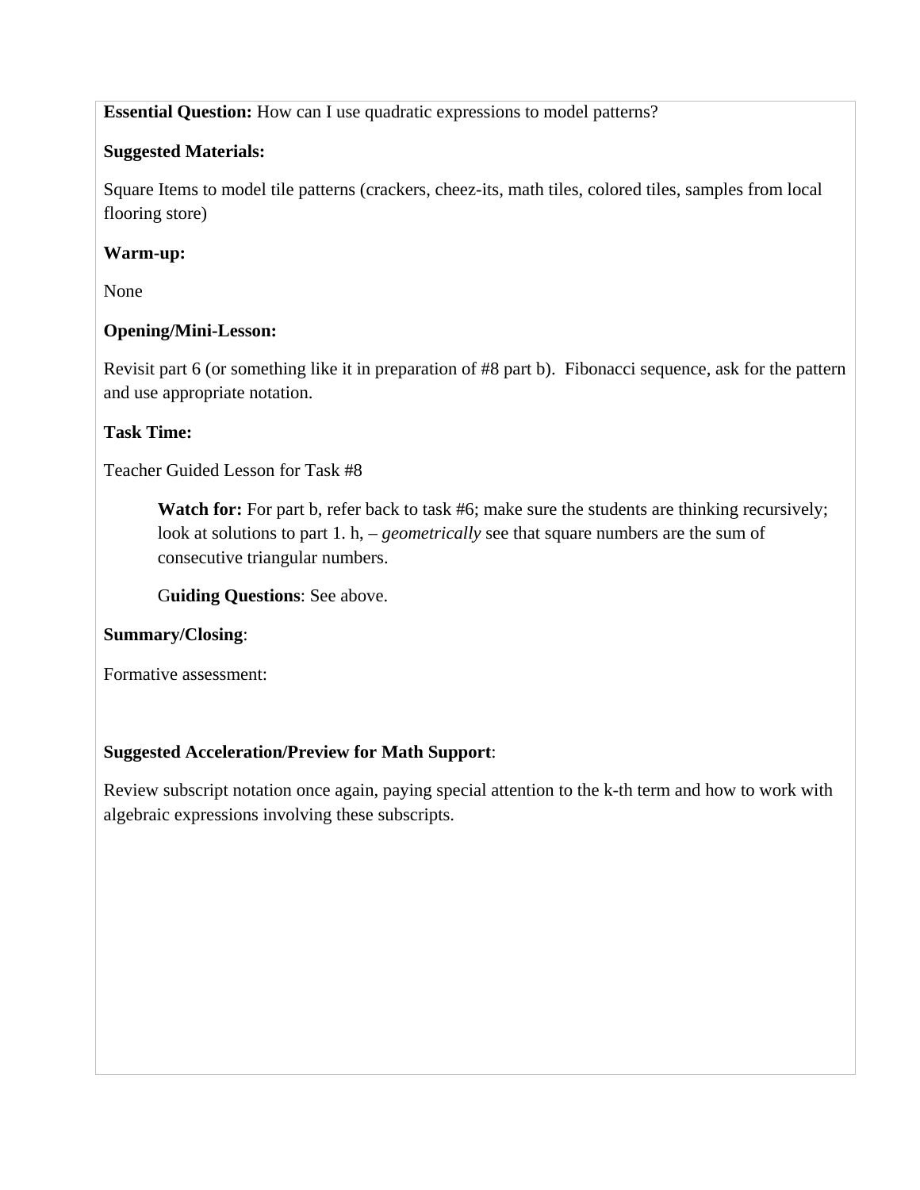**Essential Question:** How can I use quadratic expressions to model patterns?

**Suggested Materials:**

Square Items to model tile patterns (crackers, cheez-its, math tiles, colored tiles, samples from local flooring store)

**Warm-up:**

None

**Opening/Mini-Lesson:**

Revisit part 6 (or something like it in preparation of #8 part b). Fibonacci sequence, ask for the pattern and use appropriate notation.

**Task Time:**

Teacher Guided Lesson for Task #8

> **Watch for:** For part b, refer back to task #6; make sure the students are thinking recursively; look at solutions to part 1. h, – *geometrically* see that square numbers are the sum of consecutive triangular numbers.
>
> G**uiding Questions**: See above.

**Summary/Closing**:

Formative assessment:

**Suggested Acceleration/Preview for Math Support**:

Review subscript notation once again, paying special attention to the k-th term and how to work with algebraic expressions involving these subscripts.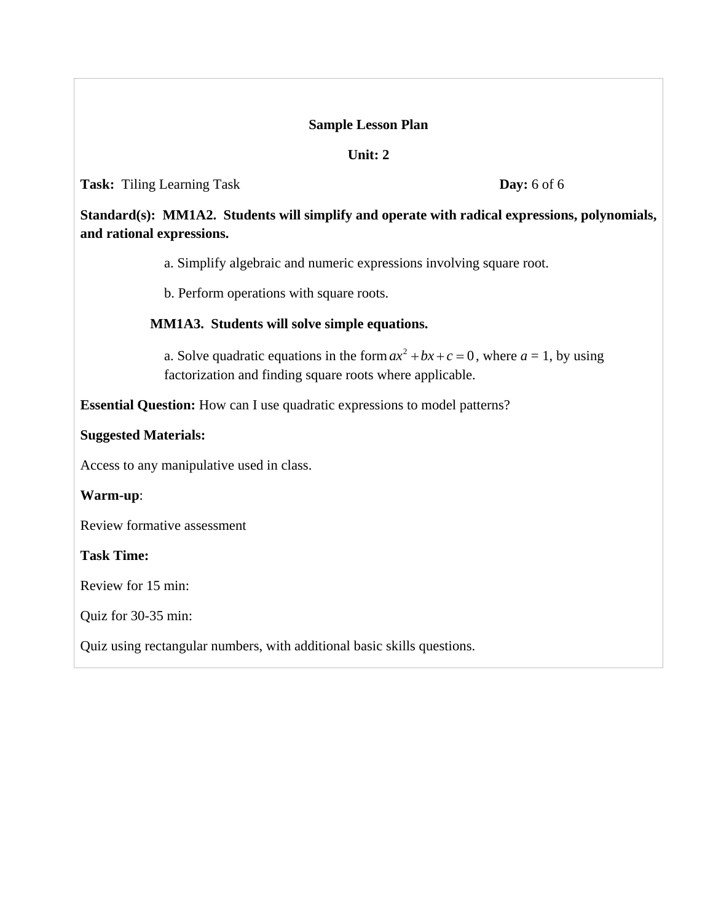**Sample Lesson Plan**

**Unit: 2**

**Task:** Tiling Learning Task **Day:** 6 of 6

**Standard(s): MM1A2. Students will simplify and operate with radical expressions, polynomials, and rational expressions.**

a. Simplify algebraic and numeric expressions involving square root.

b. Perform operations with square roots.

**MM1A3. Students will solve simple equations.**

a. Solve quadratic equations in the form $ax^2 + bx + c = 0$, where $a = 1$, by using factorization and finding square roots where applicable.

**Essential Question:** How can I use quadratic expressions to model patterns?

**Suggested Materials:**

Access to any manipulative used in class.

**Warm-up**:

Review formative assessment

**Task Time:**

Review for 15 min:

Quiz for 30-35 min:

Quiz using rectangular numbers, with additional basic skills questions.